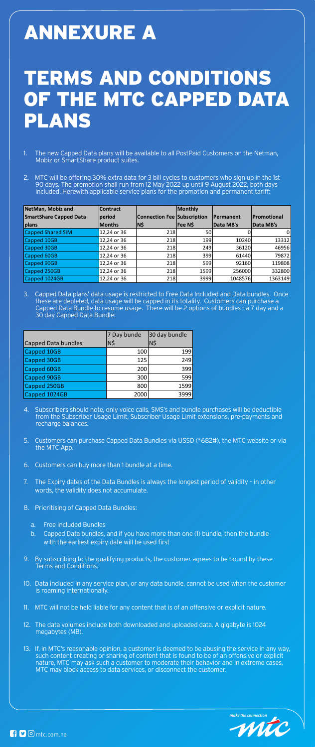# ANNEXURE A

# TERMS AND CONDITIONS OF THE MTC CAPPED DATA PLANS

1. The new Capped Data plans will be available to all PostPaid Customers on the Netman, Mobiz or SmartShare product suites.

2. MTC will be offering 30% extra data for 3 bill cycles to customers who sign up in the 1st 90 days. The promotion shall run from 12 May 2022 up until 9 August 2022, both days included. Herewith applicable service plans for the promotion and permanent tariff:

| NetMan, Mobiz and SmartShare Capped Data plans | Contract period Months | Connection Fee N$ | Monthly Subscription Fee N$ | Permanent Data MB's | Promotional Data MB's |
|---|---|---|---|---|---|
| Capped Shared SIM | 12,24 or 36 | 218 | 50 | 0 | 0 |
| Capped 10GB | 12,24 or 36 | 218 | 199 | 10240 | 13312 |
| Capped 30GB | 12,24 or 36 | 218 | 249 | 36120 | 46956 |
| Capped 60GB | 12,24 or 36 | 218 | 399 | 61440 | 79872 |
| Capped 90GB | 12,24 or 36 | 218 | 599 | 92160 | 119808 |
| Capped 250GB | 12,24 or 36 | 218 | 1599 | 256000 | 332800 |
| Capped 1024GB | 12,24 or 36 | 218 | 3999 | 1048576 | 1363149 |

3. Capped Data plans' data usage is restricted to Free Data Included and Data bundles. Once these are depleted, data usage will be capped in its totality. Customers can purchase a Capped Data Bundle to resume usage. There will be 2 options of bundles - a 7 day and a 30 day Capped Data Bundle:

| Capped Data bundles | 7 Day bunde N$ | 30 day bundle N$ |
|---|---|---|
| Capped 10GB | 100 | 199 |
| Capped 30GB | 125 | 249 |
| Capped 60GB | 200 | 399 |
| Capped 90GB | 300 | 599 |
| Capped 250GB | 800 | 1599 |
| Capped 1024GB | 2000 | 3999 |

4. Subscribers should note, only voice calls, SMS's and bundle purchases will be deductible from the Subscriber Usage Limit, Subscriber Usage Limit extensions, pre-payments and recharge balances.

5. Customers can purchase Capped Data Bundles via USSD (*682#), the MTC website or via the MTC App.

6. Customers can buy more than 1 bundle at a time.

7. The Expiry dates of the Data Bundles is always the longest period of validity – in other words, the validity does not accumulate.

8. Prioritising of Capped Data Bundles:

   a. Free included Bundles
   b. Capped Data bundles, and if you have more than one (1) bundle, then the bundle with the earliest expiry date will be used first

9. By subscribing to the qualifying products, the customer agrees to be bound by these Terms and Conditions.

10. Data included in any service plan, or any data bundle, cannot be used when the customer is roaming internationally.

11. MTC will not be held liable for any content that is of an offensive or explicit nature.

12. The data volumes include both downloaded and uploaded data. A gigabyte is 1024 megabytes (MB).

13. If, in MTC's reasonable opinion, a customer is deemed to be abusing the service in any way, such content creating or sharing of content that is found to be of an offensive or explicit nature, MTC may ask such a customer to moderate their behavior and in extreme cases, MTC may block access to data services, or disconnect the customer.

mtc.com.na

make the connection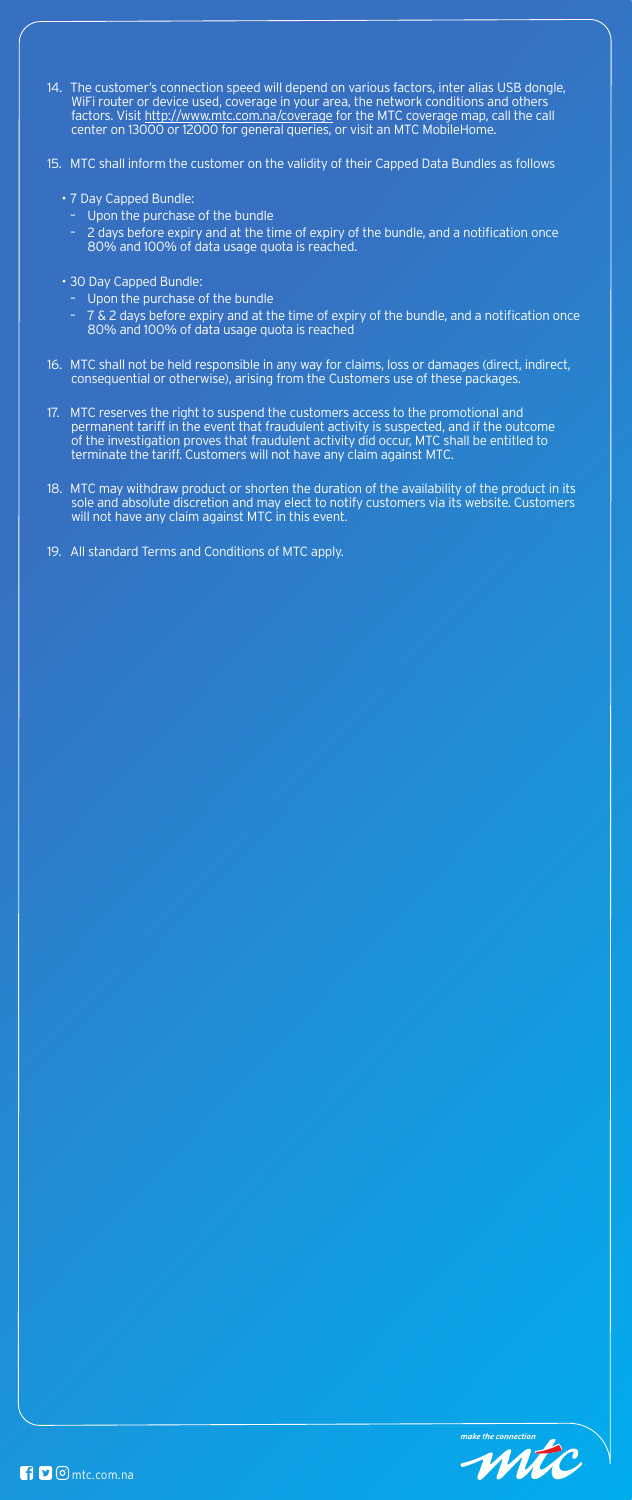14. The customer's connection speed will depend on various factors, inter alias USB dongle, WiFi router or device used, coverage in your area, the network conditions and others factors. Visit http://www.mtc.com.na/coverage for the MTC coverage map, call the call center on 13000 or 12000 for general queries, or visit an MTC MobileHome.

15. MTC shall inform the customer on the validity of their Capped Data Bundles as follows

    - 7 Day Capped Bundle:
      - Upon the purchase of the bundle
      - 2 days before expiry and at the time of expiry of the bundle, and a notification once 80% and 100% of data usage quota is reached.
    - 30 Day Capped Bundle:
      - Upon the purchase of the bundle
      - 7 & 2 days before expiry and at the time of expiry of the bundle, and a notification once 80% and 100% of data usage quota is reached

16. MTC shall not be held responsible in any way for claims, loss or damages (direct, indirect, consequential or otherwise), arising from the Customers use of these packages.

17. MTC reserves the right to suspend the customers access to the promotional and permanent tariff in the event that fraudulent activity is suspected, and if the outcome of the investigation proves that fraudulent activity did occur, MTC shall be entitled to terminate the tariff. Customers will not have any claim against MTC.

18. MTC may withdraw product or shorten the duration of the availability of the product in its sole and absolute discretion and may elect to notify customers via its website. Customers will not have any claim against MTC in this event.

19. All standard Terms and Conditions of MTC apply.

mtc.com.na

make the connection

mtc